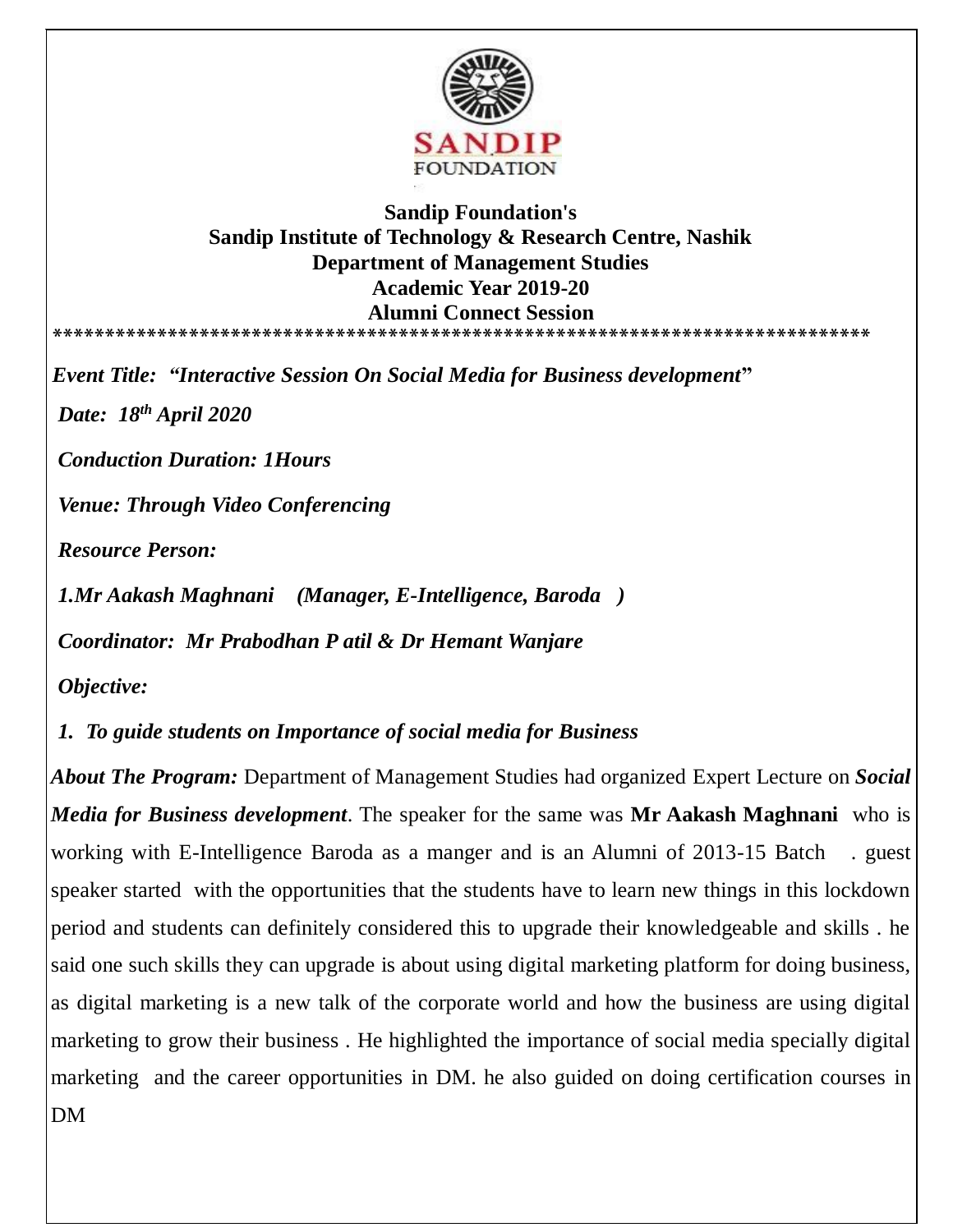**Sandip Foundation's**
**Sandip Institute of Technology & Research Centre, Nashik**
**Department of Management Studies**
**Academic Year 2019-20**
**Alumni Connect Session**

*******************************************************************************

***Event Title: "Interactive Session On Social Media for Business development"***

***Date: 18th April 2020***

***Conduction Duration: 1Hours***

***Venue: Through Video Conferencing***

***Resource Person:***

***1.Mr Aakash Maghnani (Manager, E-Intelligence, Baroda )***

***Coordinator: Mr Prabodhan P atil & Dr Hemant Wanjare***

***Objective:***

1. ***To guide students on Importance of social media for Business***

***About The Program:*** Department of Management Studies had organized Expert Lecture on ***Social Media for Business development***. The speaker for the same was **Mr Aakash Maghnani** who is working with E-Intelligence Baroda as a manger and is an Alumni of 2013-15 Batch . guest speaker started with the opportunities that the students have to learn new things in this lockdown period and students can definitely considered this to upgrade their knowledgeable and skills . he said one such skills they can upgrade is about using digital marketing platform for doing business, as digital marketing is a new talk of the corporate world and how the business are using digital marketing to grow their business . He highlighted the importance of social media specially digital marketing and the career opportunities in DM. he also guided on doing certification courses in DM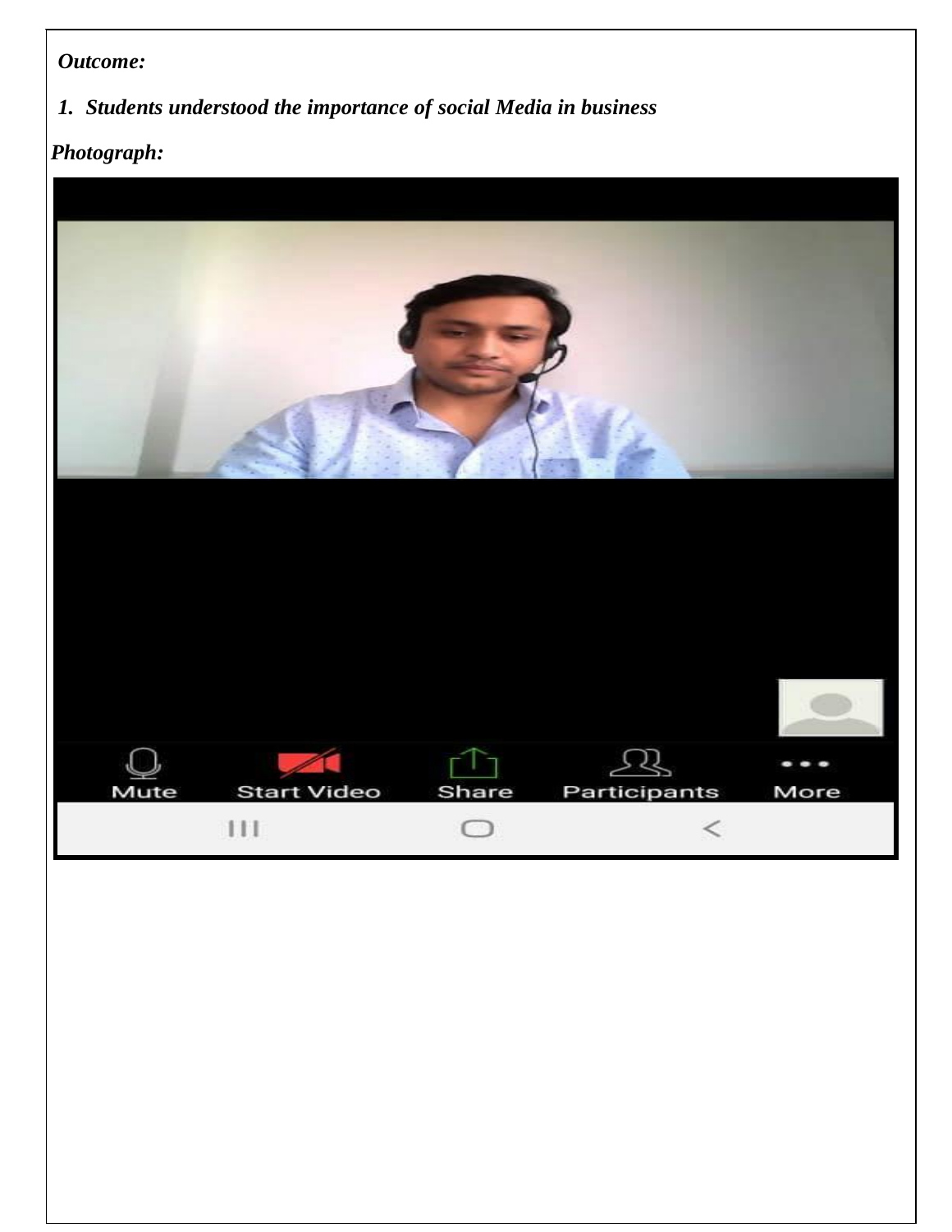***Outcome:***

1. ***Students understood the importance of social Media in business***

***Photograph:***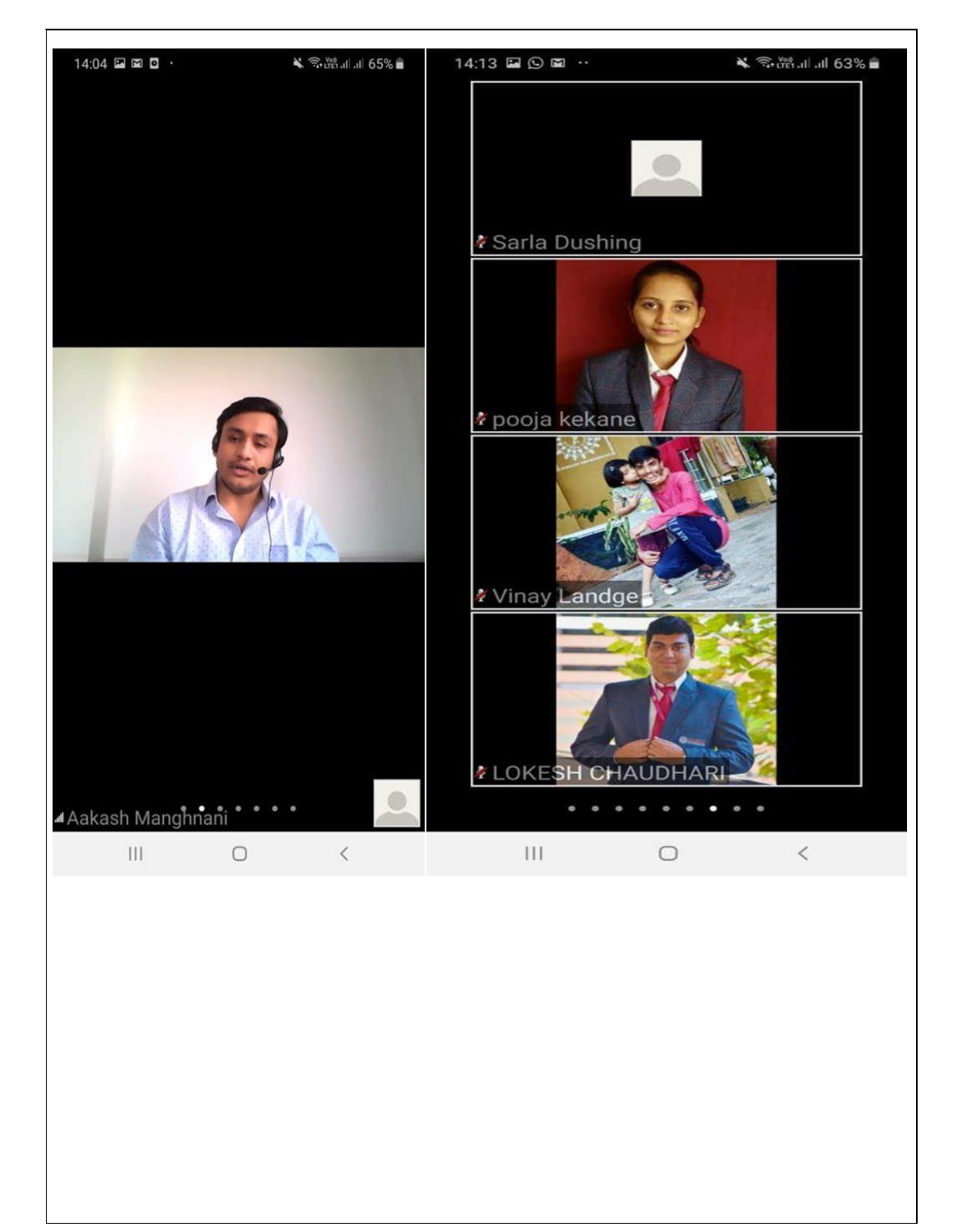Aakash Manghnani

Sarla Dushing

pooja kekane

Vinay Landge

LOKESH CHAUDHARI